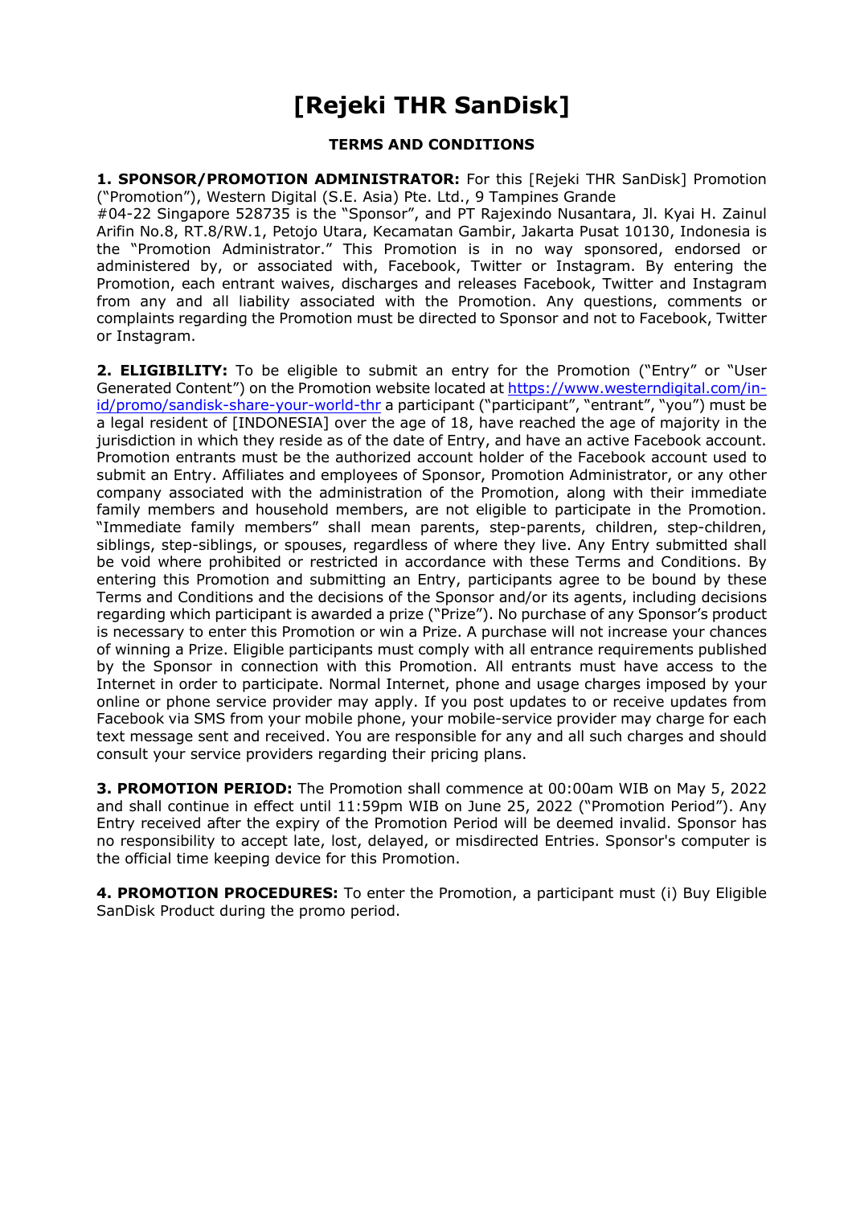// Title shown as bracketed text; square brackets kept unescaped per the literal-character rule
# [Rejeki THR SanDisk]

## TERMS AND CONDITIONS

**1. SPONSOR/PROMOTION ADMINISTRATOR:** For this [Rejeki THR SanDisk] Promotion ("Promotion"), Western Digital (S.E. Asia) Pte. Ltd., 9 Tampines Grande #04-22 Singapore 528735 is the "Sponsor", and PT Rajexindo Nusantara, Jl. Kyai H. Zainul Arifin No.8, RT.8/RW.1, Petojo Utara, Kecamatan Gambir, Jakarta Pusat 10130, Indonesia is the "Promotion Administrator." This Promotion is in no way sponsored, endorsed or administered by, or associated with, Facebook, Twitter or Instagram. By entering the Promotion, each entrant waives, discharges and releases Facebook, Twitter and Instagram from any and all liability associated with the Promotion. Any questions, comments or complaints regarding the Promotion must be directed to Sponsor and not to Facebook, Twitter or Instagram.

**2. ELIGIBILITY:** To be eligible to submit an entry for the Promotion ("Entry" or "User Generated Content") on the Promotion website located at [https://www.westerndigital.com/in-id/promo/sandisk-share-your-world-thr](https://www.westerndigital.com/in-id/promo/sandisk-share-your-world-thr) a participant ("participant", "entrant", "you") must be a legal resident of [INDONESIA] over the age of 18, have reached the age of majority in the jurisdiction in which they reside as of the date of Entry, and have an active Facebook account. Promotion entrants must be the authorized account holder of the Facebook account used to submit an Entry. Affiliates and employees of Sponsor, Promotion Administrator, or any other company associated with the administration of the Promotion, along with their immediate family members and household members, are not eligible to participate in the Promotion. "Immediate family members" shall mean parents, step-parents, children, step-children, siblings, step-siblings, or spouses, regardless of where they live. Any Entry submitted shall be void where prohibited or restricted in accordance with these Terms and Conditions. By entering this Promotion and submitting an Entry, participants agree to be bound by these Terms and Conditions and the decisions of the Sponsor and/or its agents, including decisions regarding which participant is awarded a prize ("Prize"). No purchase of any Sponsor's product is necessary to enter this Promotion or win a Prize. A purchase will not increase your chances of winning a Prize. Eligible participants must comply with all entrance requirements published by the Sponsor in connection with this Promotion. All entrants must have access to the Internet in order to participate. Normal Internet, phone and usage charges imposed by your online or phone service provider may apply. If you post updates to or receive updates from Facebook via SMS from your mobile phone, your mobile-service provider may charge for each text message sent and received. You are responsible for any and all such charges and should consult your service providers regarding their pricing plans.

**3. PROMOTION PERIOD:** The Promotion shall commence at 00:00am WIB on May 5, 2022 and shall continue in effect until 11:59pm WIB on June 25, 2022 ("Promotion Period"). Any Entry received after the expiry of the Promotion Period will be deemed invalid. Sponsor has no responsibility to accept late, lost, delayed, or misdirected Entries. Sponsor's computer is the official time keeping device for this Promotion.

**4. PROMOTION PROCEDURES:** To enter the Promotion, a participant must (i) Buy Eligible SanDisk Product during the promo period.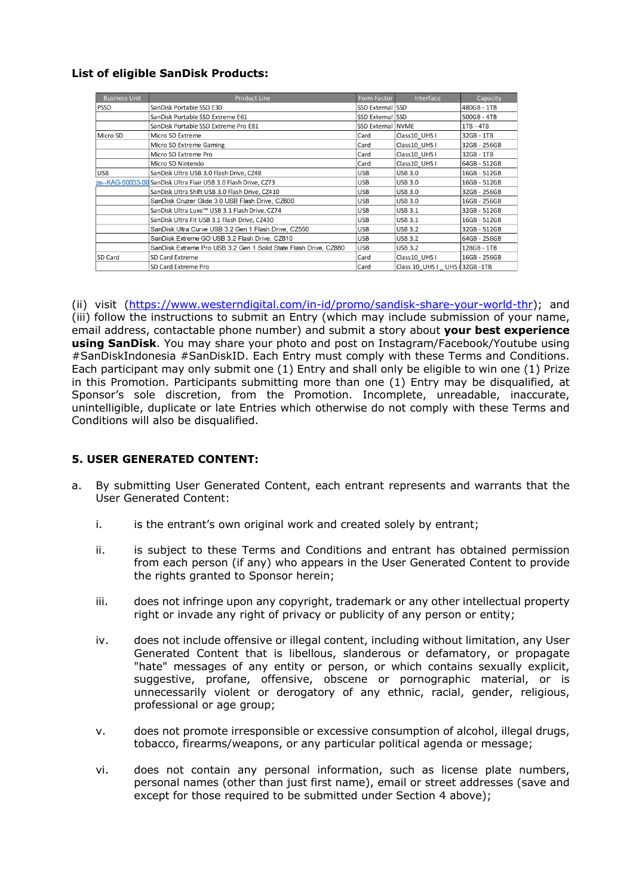**List of eligible SanDisk Products:**

| Business Unit | Product Line | Form Factor | Interface | Capacity |
|---|---|---|---|---|
| PSSD | SanDisk Portable SSD E30 | SSD External | SSD | 480GB - 1TB |
| | SanDisk Portable SSD Extreme E61 | SSD External | SSD | 500GB - 4TB |
| | SanDisk Portable SSD Extreme Pro E81 | SSD External | NVME | 1TB - 4TB |
| Micro SD | Micro SD Extreme | Card | Class10_UHS I | 32GB - 1TB |
| | Micro SD Extreme Gaming | Card | Class10_UHS I | 32GB - 256GB |
| | Micro SD Extreme Pro | Card | Class10_UHS I | 32GB - 1TB |
| | Micro SD Nintendo | Card | Class10_UHS I | 64GB - 512GB |
| USB | SanDisk Ultra USB 3.0 Flash Drive, CZ48 | USB | USB 3.0 | 16GB - 512GB |
| ps--KAG-60033-00 | SanDisk Ultra Flair USB 3.0 Flash Drive, CZ73 | USB | USB 3.0 | 16GB - 512GB |
| | SanDisk Ultra Shift USB 3.0 Flash Drive, CZ410 | USB | USB 3.0 | 32GB - 256GB |
| | SanDisk Cruzer Glide 3.0 USB Flash Drive, CZ600 | USB | USB 3.0 | 16GB - 256GB |
| | SanDisk Ultra Luxe™ USB 3.1 Flash Drive, CZ74 | USB | USB 3.1 | 32GB - 512GB |
| | SanDisk Ultra Fit USB 3.1 Flash Drive, CZ430 | USB | USB 3.1 | 16GB - 512GB |
| | SanDisk Ultra Curve USB 3.2 Gen 1 Flash Drive, CZ550 | USB | USB 3.2 | 32GB - 512GB |
| | SanDisk Extreme GO USB 3.2 Flash Drive, CZ810 | USB | USB 3.2 | 64GB - 256GB |
| | SanDisk Extreme Pro USB 3.2 Gen 1 Solid State Flash Drive, CZ880 | USB | USB 3.2 | 128GB - 1TB |
| SD Card | SD Card Extreme | Card | Class10_UHS I | 16GB - 256GB |
| | SD Card Extreme Pro | Card | Class 10_UHS I _ UHS I | 32GB -1TB |

(ii) visit (https://www.westerndigital.com/in-id/promo/sandisk-share-your-world-thr); and (iii) follow the instructions to submit an Entry (which may include submission of your name, email address, contactable phone number) and submit a story about **your best experience using SanDisk**. You may share your photo and post on Instagram/Facebook/Youtube using #SanDiskIndonesia #SanDiskID. Each Entry must comply with these Terms and Conditions. Each participant may only submit one (1) Entry and shall only be eligible to win one (1) Prize in this Promotion. Participants submitting more than one (1) Entry may be disqualified, at Sponsor's sole discretion, from the Promotion. Incomplete, unreadable, inaccurate, unintelligible, duplicate or late Entries which otherwise do not comply with these Terms and Conditions will also be disqualified.

### 5. USER GENERATED CONTENT:

a. By submitting User Generated Content, each entrant represents and warrants that the User Generated Content:

   i. is the entrant's own original work and created solely by entrant;

   ii. is subject to these Terms and Conditions and entrant has obtained permission from each person (if any) who appears in the User Generated Content to provide the rights granted to Sponsor herein;

   iii. does not infringe upon any copyright, trademark or any other intellectual property right or invade any right of privacy or publicity of any person or entity;

   iv. does not include offensive or illegal content, including without limitation, any User Generated Content that is libellous, slanderous or defamatory, or propagate "hate" messages of any entity or person, or which contains sexually explicit, suggestive, profane, offensive, obscene or pornographic material, or is unnecessarily violent or derogatory of any ethnic, racial, gender, religious, professional or age group;

   v. does not promote irresponsible or excessive consumption of alcohol, illegal drugs, tobacco, firearms/weapons, or any particular political agenda or message;

   vi. does not contain any personal information, such as license plate numbers, personal names (other than just first name), email or street addresses (save and except for those required to be submitted under Section 4 above);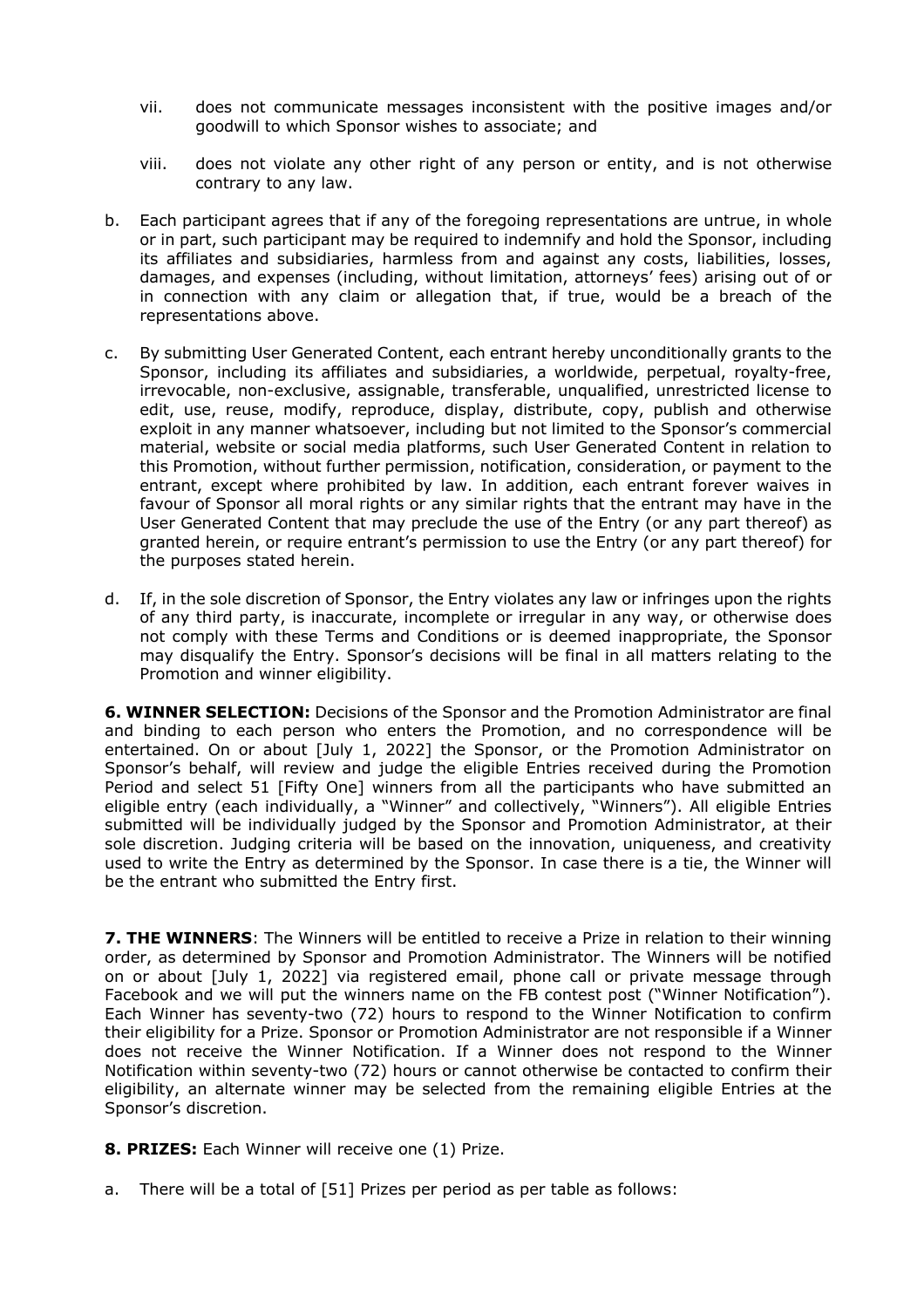vii. does not communicate messages inconsistent with the positive images and/or goodwill to which Sponsor wishes to associate; and

viii. does not violate any other right of any person or entity, and is not otherwise contrary to any law.

b. Each participant agrees that if any of the foregoing representations are untrue, in whole or in part, such participant may be required to indemnify and hold the Sponsor, including its affiliates and subsidiaries, harmless from and against any costs, liabilities, losses, damages, and expenses (including, without limitation, attorneys' fees) arising out of or in connection with any claim or allegation that, if true, would be a breach of the representations above.

c. By submitting User Generated Content, each entrant hereby unconditionally grants to the Sponsor, including its affiliates and subsidiaries, a worldwide, perpetual, royalty-free, irrevocable, non-exclusive, assignable, transferable, unqualified, unrestricted license to edit, use, reuse, modify, reproduce, display, distribute, copy, publish and otherwise exploit in any manner whatsoever, including but not limited to the Sponsor's commercial material, website or social media platforms, such User Generated Content in relation to this Promotion, without further permission, notification, consideration, or payment to the entrant, except where prohibited by law. In addition, each entrant forever waives in favour of Sponsor all moral rights or any similar rights that the entrant may have in the User Generated Content that may preclude the use of the Entry (or any part thereof) as granted herein, or require entrant's permission to use the Entry (or any part thereof) for the purposes stated herein.

d. If, in the sole discretion of Sponsor, the Entry violates any law or infringes upon the rights of any third party, is inaccurate, incomplete or irregular in any way, or otherwise does not comply with these Terms and Conditions or is deemed inappropriate, the Sponsor may disqualify the Entry. Sponsor's decisions will be final in all matters relating to the Promotion and winner eligibility.

**6. WINNER SELECTION:** Decisions of the Sponsor and the Promotion Administrator are final and binding to each person who enters the Promotion, and no correspondence will be entertained. On or about [July 1, 2022] the Sponsor, or the Promotion Administrator on Sponsor's behalf, will review and judge the eligible Entries received during the Promotion Period and select 51 [Fifty One] winners from all the participants who have submitted an eligible entry (each individually, a "Winner" and collectively, "Winners"). All eligible Entries submitted will be individually judged by the Sponsor and Promotion Administrator, at their sole discretion. Judging criteria will be based on the innovation, uniqueness, and creativity used to write the Entry as determined by the Sponsor. In case there is a tie, the Winner will be the entrant who submitted the Entry first.

**7. THE WINNERS**: The Winners will be entitled to receive a Prize in relation to their winning order, as determined by Sponsor and Promotion Administrator. The Winners will be notified on or about [July 1, 2022] via registered email, phone call or private message through Facebook and we will put the winners name on the FB contest post ("Winner Notification"). Each Winner has seventy-two (72) hours to respond to the Winner Notification to confirm their eligibility for a Prize. Sponsor or Promotion Administrator are not responsible if a Winner does not receive the Winner Notification. If a Winner does not respond to the Winner Notification within seventy-two (72) hours or cannot otherwise be contacted to confirm their eligibility, an alternate winner may be selected from the remaining eligible Entries at the Sponsor's discretion.

**8. PRIZES:** Each Winner will receive one (1) Prize.

a. There will be a total of [51] Prizes per period as per table as follows: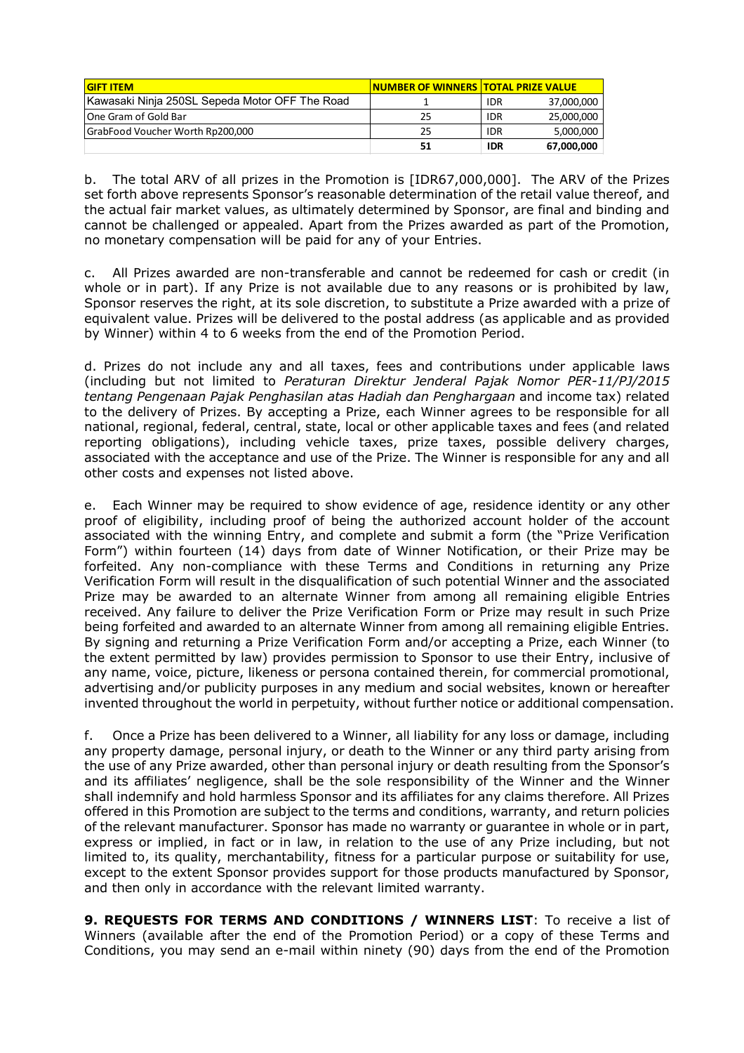| GIFT ITEM | NUMBER OF WINNERS | TOTAL PRIZE VALUE | |
|---|---|---|---|
| Kawasaki Ninja 250SL Sepeda Motor OFF The Road | 1 | IDR | 37,000,000 |
| One Gram of Gold Bar | 25 | IDR | 25,000,000 |
| GrabFood Voucher Worth Rp200,000 | 25 | IDR | 5,000,000 |
| | **51** | **IDR** | **67,000,000** |

b. The total ARV of all prizes in the Promotion is [IDR67,000,000]. The ARV of the Prizes set forth above represents Sponsor's reasonable determination of the retail value thereof, and the actual fair market values, as ultimately determined by Sponsor, are final and binding and cannot be challenged or appealed. Apart from the Prizes awarded as part of the Promotion, no monetary compensation will be paid for any of your Entries.

c. All Prizes awarded are non-transferable and cannot be redeemed for cash or credit (in whole or in part). If any Prize is not available due to any reasons or is prohibited by law, Sponsor reserves the right, at its sole discretion, to substitute a Prize awarded with a prize of equivalent value. Prizes will be delivered to the postal address (as applicable and as provided by Winner) within 4 to 6 weeks from the end of the Promotion Period.

d. Prizes do not include any and all taxes, fees and contributions under applicable laws (including but not limited to *Peraturan Direktur Jenderal Pajak Nomor PER-11/PJ/2015 tentang Pengenaan Pajak Penghasilan atas Hadiah dan Penghargaan* and income tax) related to the delivery of Prizes. By accepting a Prize, each Winner agrees to be responsible for all national, regional, federal, central, state, local or other applicable taxes and fees (and related reporting obligations), including vehicle taxes, prize taxes, possible delivery charges, associated with the acceptance and use of the Prize. The Winner is responsible for any and all other costs and expenses not listed above.

e. Each Winner may be required to show evidence of age, residence identity or any other proof of eligibility, including proof of being the authorized account holder of the account associated with the winning Entry, and complete and submit a form (the "Prize Verification Form") within fourteen (14) days from date of Winner Notification, or their Prize may be forfeited. Any non-compliance with these Terms and Conditions in returning any Prize Verification Form will result in the disqualification of such potential Winner and the associated Prize may be awarded to an alternate Winner from among all remaining eligible Entries received. Any failure to deliver the Prize Verification Form or Prize may result in such Prize being forfeited and awarded to an alternate Winner from among all remaining eligible Entries. By signing and returning a Prize Verification Form and/or accepting a Prize, each Winner (to the extent permitted by law) provides permission to Sponsor to use their Entry, inclusive of any name, voice, picture, likeness or persona contained therein, for commercial promotional, advertising and/or publicity purposes in any medium and social websites, known or hereafter invented throughout the world in perpetuity, without further notice or additional compensation.

f. Once a Prize has been delivered to a Winner, all liability for any loss or damage, including any property damage, personal injury, or death to the Winner or any third party arising from the use of any Prize awarded, other than personal injury or death resulting from the Sponsor's and its affiliates' negligence, shall be the sole responsibility of the Winner and the Winner shall indemnify and hold harmless Sponsor and its affiliates for any claims therefore. All Prizes offered in this Promotion are subject to the terms and conditions, warranty, and return policies of the relevant manufacturer. Sponsor has made no warranty or guarantee in whole or in part, express or implied, in fact or in law, in relation to the use of any Prize including, but not limited to, its quality, merchantability, fitness for a particular purpose or suitability for use, except to the extent Sponsor provides support for those products manufactured by Sponsor, and then only in accordance with the relevant limited warranty.

**9. REQUESTS FOR TERMS AND CONDITIONS / WINNERS LIST**: To receive a list of Winners (available after the end of the Promotion Period) or a copy of these Terms and Conditions, you may send an e-mail within ninety (90) days from the end of the Promotion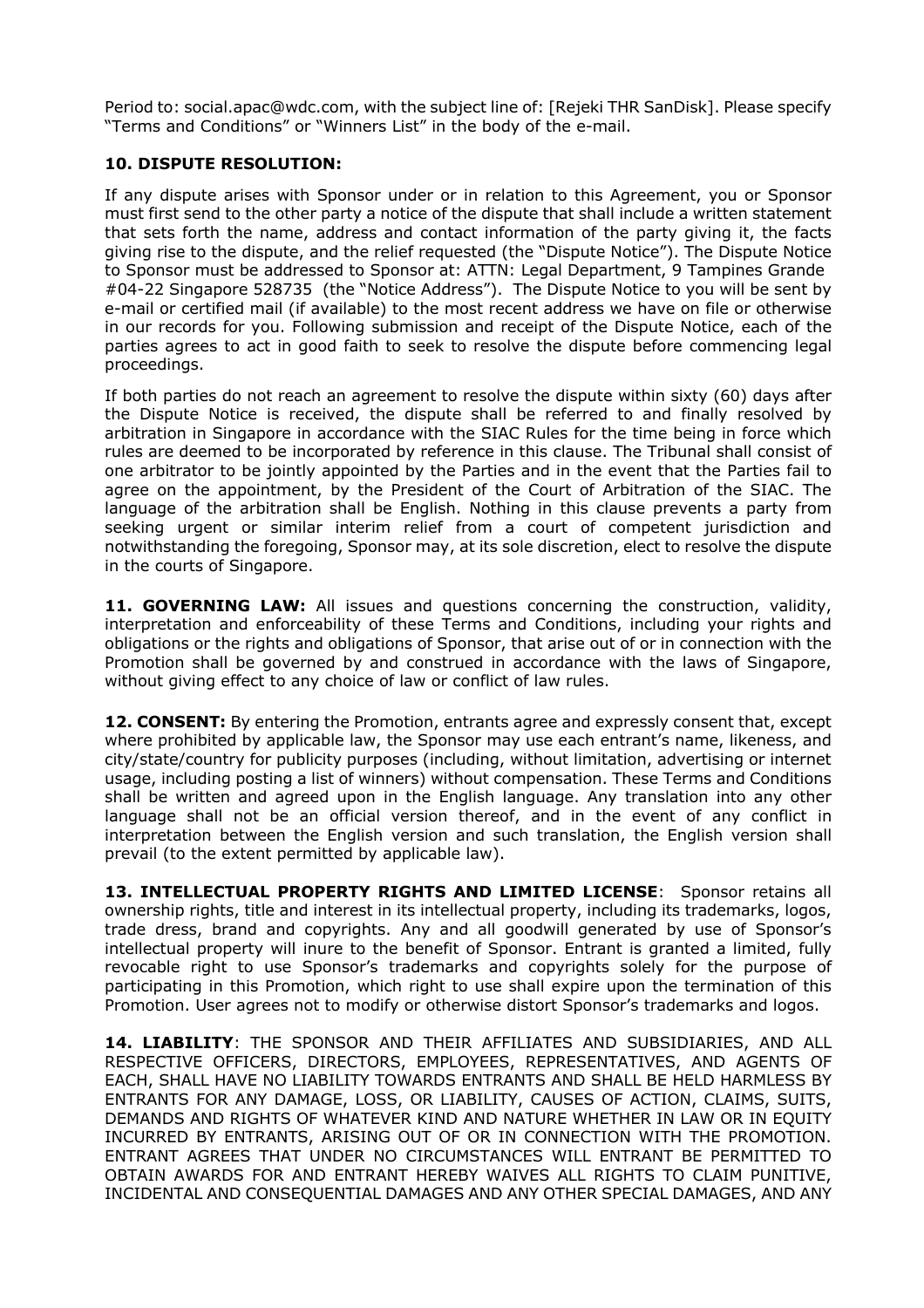Period to: social.apac@wdc.com, with the subject line of: [Rejeki THR SanDisk]. Please specify "Terms and Conditions" or "Winners List" in the body of the e-mail.

**10. DISPUTE RESOLUTION:**

If any dispute arises with Sponsor under or in relation to this Agreement, you or Sponsor must first send to the other party a notice of the dispute that shall include a written statement that sets forth the name, address and contact information of the party giving it, the facts giving rise to the dispute, and the relief requested (the "Dispute Notice"). The Dispute Notice to Sponsor must be addressed to Sponsor at: ATTN: Legal Department, 9 Tampines Grande #04-22 Singapore 528735 (the "Notice Address"). The Dispute Notice to you will be sent by e-mail or certified mail (if available) to the most recent address we have on file or otherwise in our records for you. Following submission and receipt of the Dispute Notice, each of the parties agrees to act in good faith to seek to resolve the dispute before commencing legal proceedings.

If both parties do not reach an agreement to resolve the dispute within sixty (60) days after the Dispute Notice is received, the dispute shall be referred to and finally resolved by arbitration in Singapore in accordance with the SIAC Rules for the time being in force which rules are deemed to be incorporated by reference in this clause. The Tribunal shall consist of one arbitrator to be jointly appointed by the Parties and in the event that the Parties fail to agree on the appointment, by the President of the Court of Arbitration of the SIAC. The language of the arbitration shall be English. Nothing in this clause prevents a party from seeking urgent or similar interim relief from a court of competent jurisdiction and notwithstanding the foregoing, Sponsor may, at its sole discretion, elect to resolve the dispute in the courts of Singapore.

**11. GOVERNING LAW:** All issues and questions concerning the construction, validity, interpretation and enforceability of these Terms and Conditions, including your rights and obligations or the rights and obligations of Sponsor, that arise out of or in connection with the Promotion shall be governed by and construed in accordance with the laws of Singapore, without giving effect to any choice of law or conflict of law rules.

**12. CONSENT:** By entering the Promotion, entrants agree and expressly consent that, except where prohibited by applicable law, the Sponsor may use each entrant's name, likeness, and city/state/country for publicity purposes (including, without limitation, advertising or internet usage, including posting a list of winners) without compensation. These Terms and Conditions shall be written and agreed upon in the English language. Any translation into any other language shall not be an official version thereof, and in the event of any conflict in interpretation between the English version and such translation, the English version shall prevail (to the extent permitted by applicable law).

**13. INTELLECTUAL PROPERTY RIGHTS AND LIMITED LICENSE**: Sponsor retains all ownership rights, title and interest in its intellectual property, including its trademarks, logos, trade dress, brand and copyrights. Any and all goodwill generated by use of Sponsor's intellectual property will inure to the benefit of Sponsor. Entrant is granted a limited, fully revocable right to use Sponsor's trademarks and copyrights solely for the purpose of participating in this Promotion, which right to use shall expire upon the termination of this Promotion. User agrees not to modify or otherwise distort Sponsor's trademarks and logos.

**14. LIABILITY**: THE SPONSOR AND THEIR AFFILIATES AND SUBSIDIARIES, AND ALL RESPECTIVE OFFICERS, DIRECTORS, EMPLOYEES, REPRESENTATIVES, AND AGENTS OF EACH, SHALL HAVE NO LIABILITY TOWARDS ENTRANTS AND SHALL BE HELD HARMLESS BY ENTRANTS FOR ANY DAMAGE, LOSS, OR LIABILITY, CAUSES OF ACTION, CLAIMS, SUITS, DEMANDS AND RIGHTS OF WHATEVER KIND AND NATURE WHETHER IN LAW OR IN EQUITY INCURRED BY ENTRANTS, ARISING OUT OF OR IN CONNECTION WITH THE PROMOTION. ENTRANT AGREES THAT UNDER NO CIRCUMSTANCES WILL ENTRANT BE PERMITTED TO OBTAIN AWARDS FOR AND ENTRANT HEREBY WAIVES ALL RIGHTS TO CLAIM PUNITIVE, INCIDENTAL AND CONSEQUENTIAL DAMAGES AND ANY OTHER SPECIAL DAMAGES, AND ANY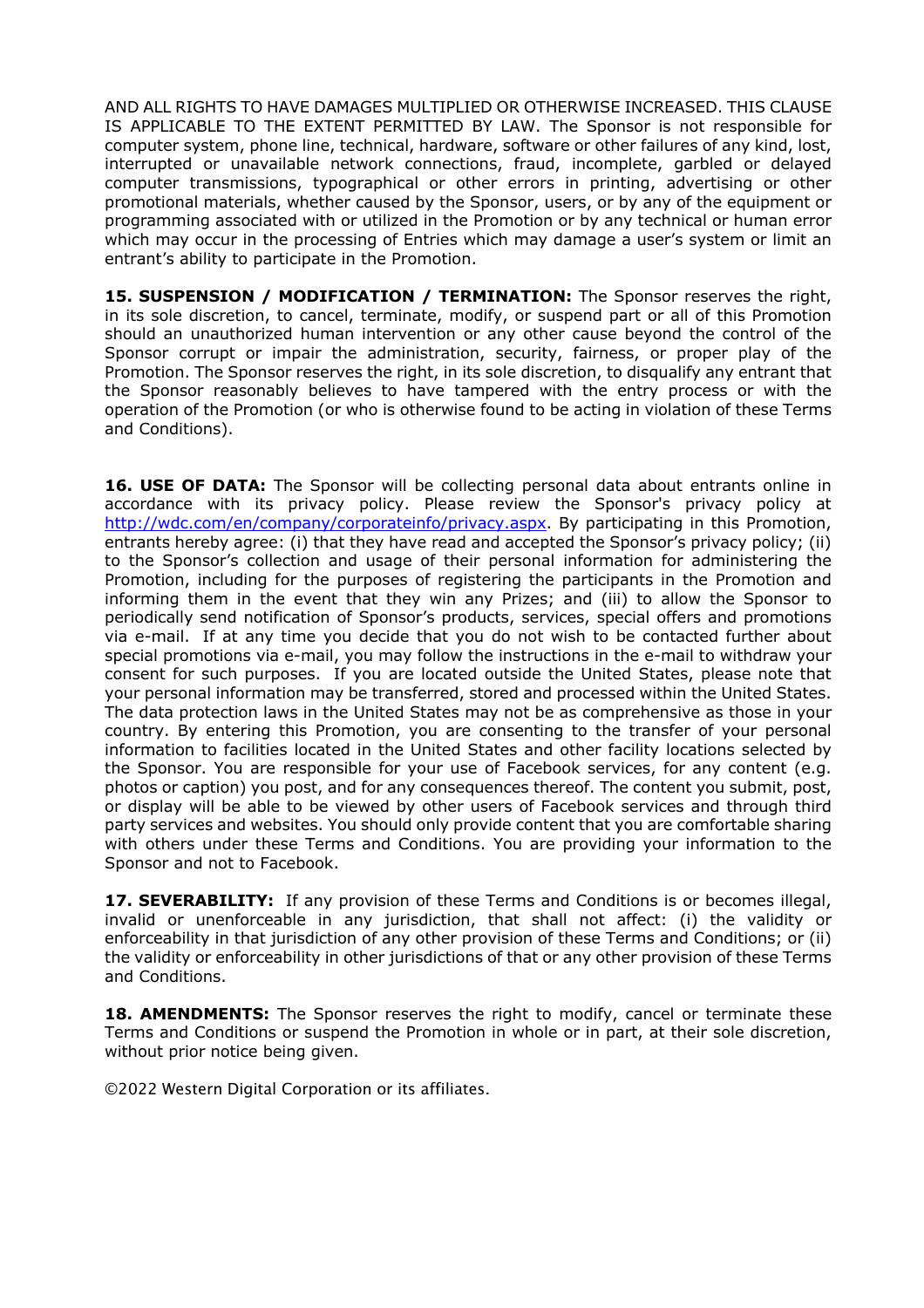AND ALL RIGHTS TO HAVE DAMAGES MULTIPLIED OR OTHERWISE INCREASED. THIS CLAUSE IS APPLICABLE TO THE EXTENT PERMITTED BY LAW. The Sponsor is not responsible for computer system, phone line, technical, hardware, software or other failures of any kind, lost, interrupted or unavailable network connections, fraud, incomplete, garbled or delayed computer transmissions, typographical or other errors in printing, advertising or other promotional materials, whether caused by the Sponsor, users, or by any of the equipment or programming associated with or utilized in the Promotion or by any technical or human error which may occur in the processing of Entries which may damage a user's system or limit an entrant's ability to participate in the Promotion.

**15. SUSPENSION / MODIFICATION / TERMINATION:** The Sponsor reserves the right, in its sole discretion, to cancel, terminate, modify, or suspend part or all of this Promotion should an unauthorized human intervention or any other cause beyond the control of the Sponsor corrupt or impair the administration, security, fairness, or proper play of the Promotion. The Sponsor reserves the right, in its sole discretion, to disqualify any entrant that the Sponsor reasonably believes to have tampered with the entry process or with the operation of the Promotion (or who is otherwise found to be acting in violation of these Terms and Conditions).

**16. USE OF DATA:** The Sponsor will be collecting personal data about entrants online in accordance with its privacy policy. Please review the Sponsor's privacy policy at [http://wdc.com/en/company/corporateinfo/privacy.aspx](http://wdc.com/en/company/corporateinfo/privacy.aspx). By participating in this Promotion, entrants hereby agree: (i) that they have read and accepted the Sponsor's privacy policy; (ii) to the Sponsor's collection and usage of their personal information for administering the Promotion, including for the purposes of registering the participants in the Promotion and informing them in the event that they win any Prizes; and (iii) to allow the Sponsor to periodically send notification of Sponsor's products, services, special offers and promotions via e-mail. If at any time you decide that you do not wish to be contacted further about special promotions via e-mail, you may follow the instructions in the e-mail to withdraw your consent for such purposes. If you are located outside the United States, please note that your personal information may be transferred, stored and processed within the United States. The data protection laws in the United States may not be as comprehensive as those in your country. By entering this Promotion, you are consenting to the transfer of your personal information to facilities located in the United States and other facility locations selected by the Sponsor. You are responsible for your use of Facebook services, for any content (e.g. photos or caption) you post, and for any consequences thereof. The content you submit, post, or display will be able to be viewed by other users of Facebook services and through third party services and websites. You should only provide content that you are comfortable sharing with others under these Terms and Conditions. You are providing your information to the Sponsor and not to Facebook.

**17. SEVERABILITY:** If any provision of these Terms and Conditions is or becomes illegal, invalid or unenforceable in any jurisdiction, that shall not affect: (i) the validity or enforceability in that jurisdiction of any other provision of these Terms and Conditions; or (ii) the validity or enforceability in other jurisdictions of that or any other provision of these Terms and Conditions.

**18. AMENDMENTS:** The Sponsor reserves the right to modify, cancel or terminate these Terms and Conditions or suspend the Promotion in whole or in part, at their sole discretion, without prior notice being given.

©2022 Western Digital Corporation or its affiliates.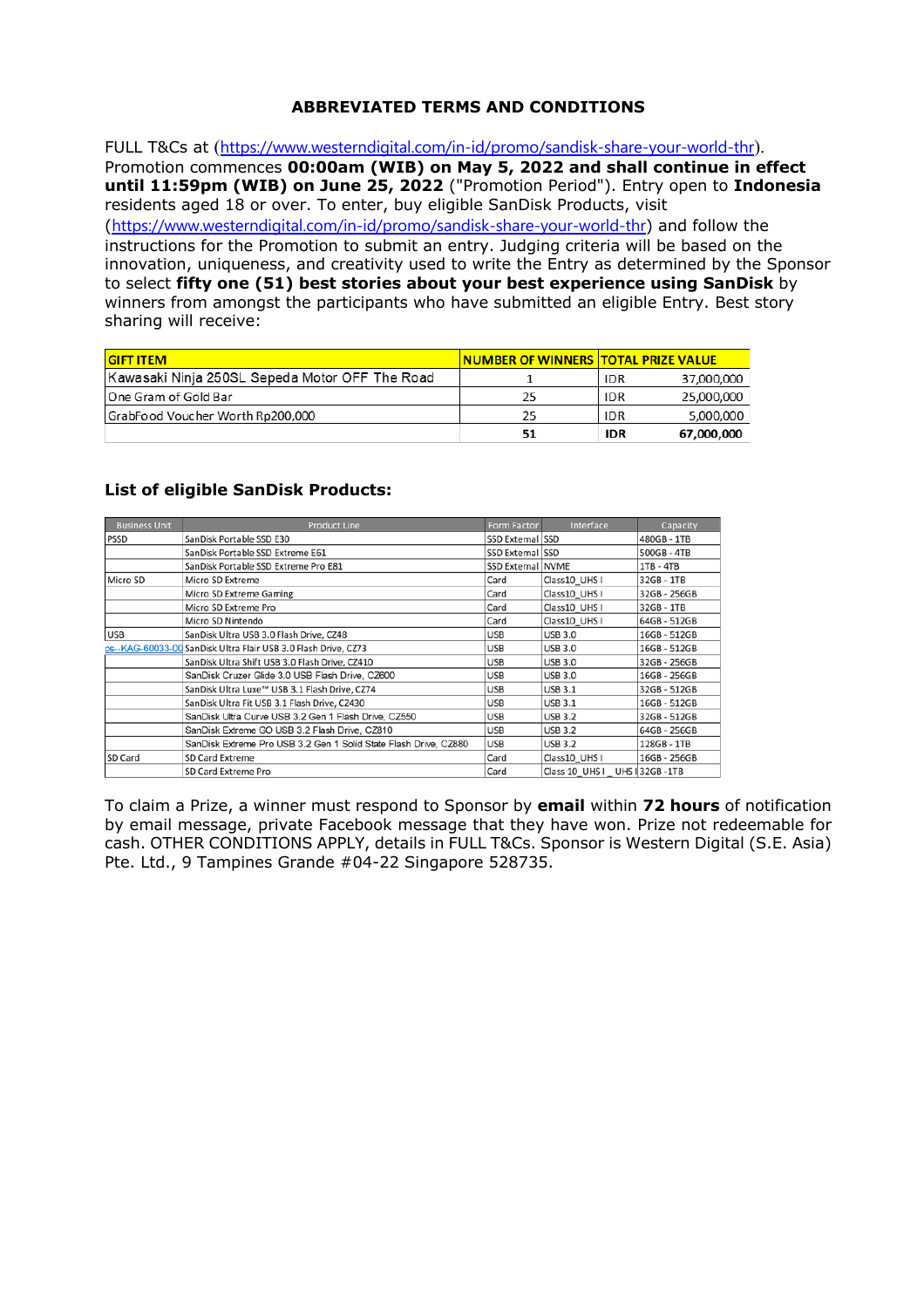**ABBREVIATED TERMS AND CONDITIONS**

FULL T&Cs at (https://www.westerndigital.com/in-id/promo/sandisk-share-your-world-thr). Promotion commences **00:00am (WIB) on May 5, 2022 and shall continue in effect until 11:59pm (WIB) on June 25, 2022** ("Promotion Period"). Entry open to **Indonesia** residents aged 18 or over. To enter, buy eligible SanDisk Products, visit (https://www.westerndigital.com/in-id/promo/sandisk-share-your-world-thr) and follow the instructions for the Promotion to submit an entry. Judging criteria will be based on the innovation, uniqueness, and creativity used to write the Entry as determined by the Sponsor to select **fifty one (51) best stories about your best experience using SanDisk** by winners from amongst the participants who have submitted an eligible Entry. Best story sharing will receive:

| GIFT ITEM | NUMBER OF WINNERS | TOTAL PRIZE VALUE | |
|---|---|---|---|
| Kawasaki Ninja 250SL Sepeda Motor OFF The Road | 1 | IDR | 37,000,000 |
| One Gram of Gold Bar | 25 | IDR | 25,000,000 |
| GrabFood Voucher Worth Rp200,000 | 25 | IDR | 5,000,000 |
| | **51** | **IDR** | **67,000,000** |

**List of eligible SanDisk Products:**

| Business Unit | Product Line | Form Factor | Interface | Capacity |
|---|---|---|---|---|
| PSSD | SanDisk Portable SSD E30 | SSD External | SSD | 480GB - 1TB |
| | SanDisk Portable SSD Extreme E61 | SSD External | SSD | 500GB - 4TB |
| | SanDisk Portable SSD Extreme Pro E81 | SSD External | NVME | 1TB - 4TB |
| Micro SD | Micro SD Extreme | Card | Class10_UHS I | 32GB - 1TB |
| | Micro SD Extreme Gaming | Card | Class10_UHS I | 32GB - 256GB |
| | Micro SD Extreme Pro | Card | Class10_UHS I | 32GB - 1TB |
| | Micro SD Nintendo | Card | Class10_UHS I | 64GB - 512GB |
| USB | SanDisk Ultra USB 3.0 Flash Drive, CZ48 | USB | USB 3.0 | 16GB - 512GB |
| cs--KAG-60033-00 | SanDisk Ultra Flair USB 3.0 Flash Drive, CZ73 | USB | USB 3.0 | 16GB - 512GB |
| | SanDisk Ultra Shift USB 3.0 Flash Drive, CZ410 | USB | USB 3.0 | 32GB - 256GB |
| | SanDisk Cruzer Glide 3.0 USB Flash Drive, CZ600 | USB | USB 3.0 | 16GB - 256GB |
| | SanDisk Ultra Luxe™ USB 3.1 Flash Drive, CZ74 | USB | USB 3.1 | 32GB - 512GB |
| | SanDisk Ultra Fit USB 3.1 Flash Drive, CZ430 | USB | USB 3.1 | 16GB - 512GB |
| | SanDisk Ultra Curve USB 3.2 Gen 1 Flash Drive, CZ550 | USB | USB 3.2 | 32GB - 512GB |
| | SanDisk Extreme GO USB 3.2 Flash Drive, CZ810 | USB | USB 3.2 | 64GB - 256GB |
| | SanDisk Extreme Pro USB 3.2 Gen 1 Solid State Flash Drive, CZ880 | USB | USB 3.2 | 128GB - 1TB |
| SD Card | SD Card Extreme | Card | Class10_UHS I | 16GB - 256GB |
| | SD Card Extreme Pro | Card | Class 10_UHS I _ UHS I | 32GB -1TB |

To claim a Prize, a winner must respond to Sponsor by **email** within **72 hours** of notification by email message, private Facebook message that they have won. Prize not redeemable for cash. OTHER CONDITIONS APPLY, details in FULL T&Cs. Sponsor is Western Digital (S.E. Asia) Pte. Ltd., 9 Tampines Grande #04-22 Singapore 528735.